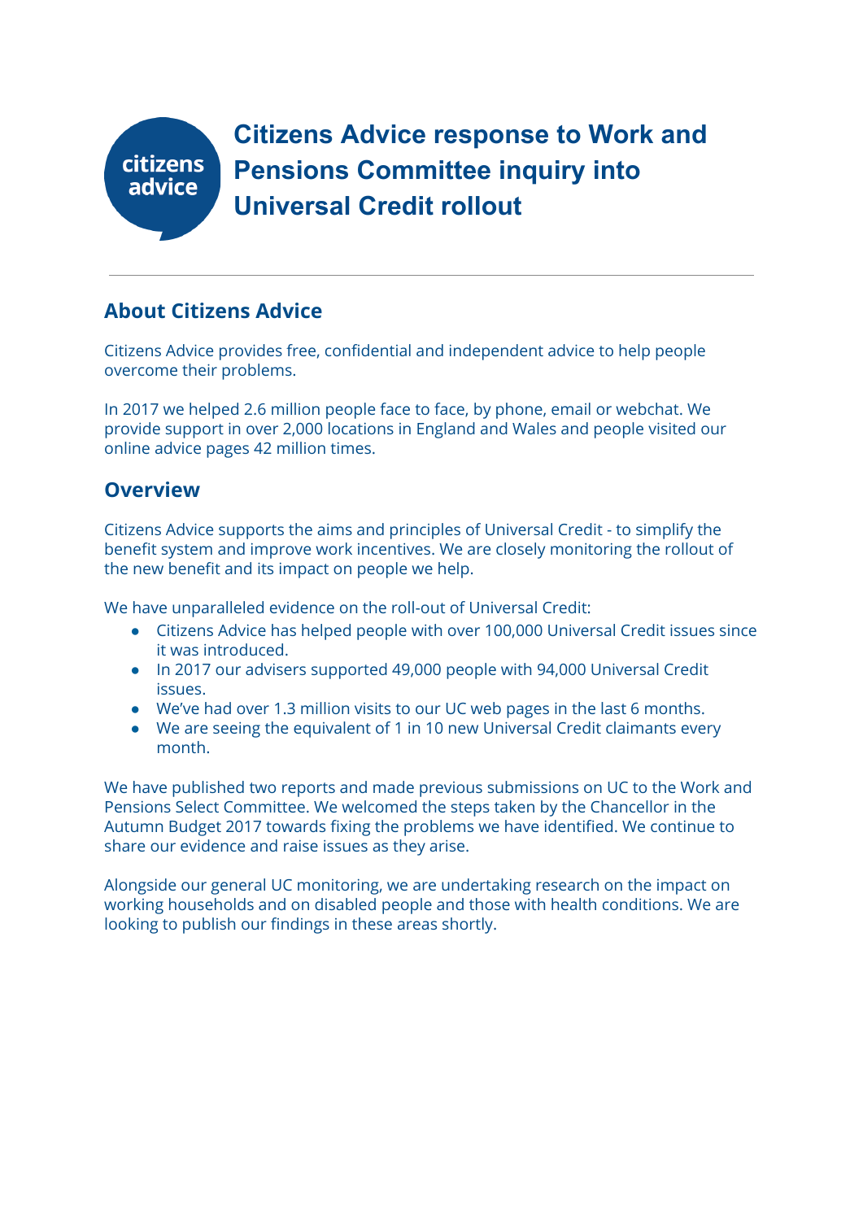# Citizens Advice response to Work and Pensions Committee inquiry into Universal Credit rollout

## About Citizens Advice

Citizens Advice provides free, confidential and independent advice to help people overcome their problems.

In 2017 we helped 2.6 million people face to face, by phone, email or webchat. We provide support in over 2,000 locations in England and Wales and people visited our online advice pages 42 million times.

## Overview

Citizens Advice supports the aims and principles of Universal Credit - to simplify the benefit system and improve work incentives. We are closely monitoring the rollout of the new benefit and its impact on people we help.

We have unparalleled evidence on the roll-out of Universal Credit:

- Citizens Advice has helped people with over 100,000 Universal Credit issues since it was introduced.
- In 2017 our advisers supported 49,000 people with 94,000 Universal Credit issues.
- We've had over 1.3 million visits to our UC web pages in the last 6 months.
- We are seeing the equivalent of 1 in 10 new Universal Credit claimants every month.

We have published two reports and made previous submissions on UC to the Work and Pensions Select Committee. We welcomed the steps taken by the Chancellor in the Autumn Budget 2017 towards fixing the problems we have identified. We continue to share our evidence and raise issues as they arise.

Alongside our general UC monitoring, we are undertaking research on the impact on working households and on disabled people and those with health conditions. We are looking to publish our findings in these areas shortly.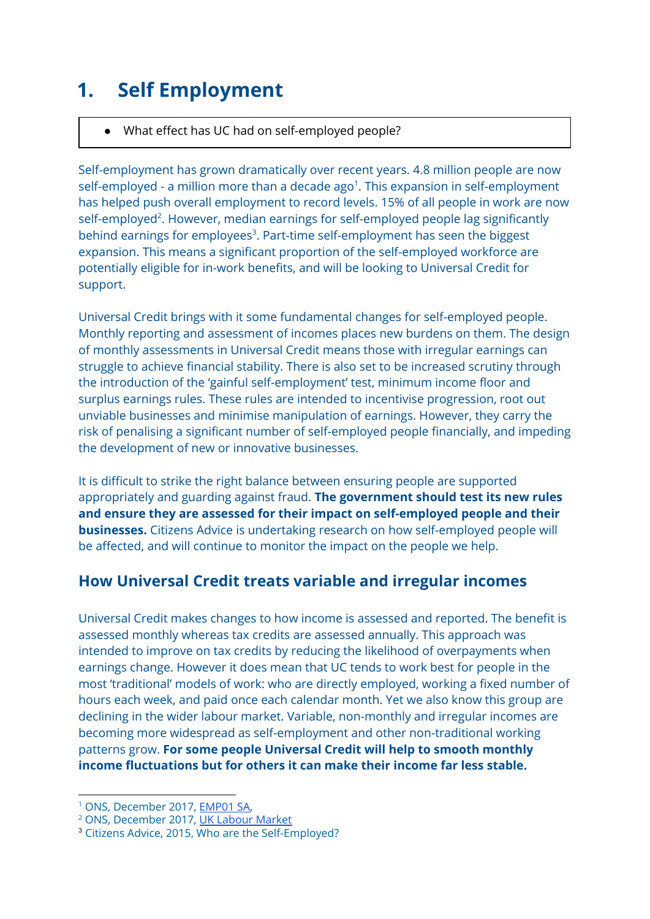# 1. Self Employment

- What effect has UC had on self-employed people?

Self-employment has grown dramatically over recent years. 4.8 million people are now self-employed - a million more than a decade ago[1]. This expansion in self-employment has helped push overall employment to record levels. 15% of all people in work are now self-employed[2]. However, median earnings for self-employed people lag significantly behind earnings for employees[3]. Part-time self-employment has seen the biggest expansion. This means a significant proportion of the self-employed workforce are potentially eligible for in-work benefits, and will be looking to Universal Credit for support.

Universal Credit brings with it some fundamental changes for self-employed people. Monthly reporting and assessment of incomes places new burdens on them. The design of monthly assessments in Universal Credit means those with irregular earnings can struggle to achieve financial stability. There is also set to be increased scrutiny through the introduction of the 'gainful self-employment' test, minimum income floor and surplus earnings rules. These rules are intended to incentivise progression, root out unviable businesses and minimise manipulation of earnings. However, they carry the risk of penalising a significant number of self-employed people financially, and impeding the development of new or innovative businesses.

It is difficult to strike the right balance between ensuring people are supported appropriately and guarding against fraud. **The government should test its new rules and ensure they are assessed for their impact on self-employed people and their businesses.** Citizens Advice is undertaking research on how self-employed people will be affected, and will continue to monitor the impact on the people we help.

## How Universal Credit treats variable and irregular incomes

Universal Credit makes changes to how income is assessed and reported. The benefit is assessed monthly whereas tax credits are assessed annually. This approach was intended to improve on tax credits by reducing the likelihood of overpayments when earnings change. However it does mean that UC tends to work best for people in the most 'traditional' models of work: who are directly employed, working a fixed number of hours each week, and paid once each calendar month. Yet we also know this group are declining in the wider labour market. Variable, non-monthly and irregular incomes are becoming more widespread as self-employment and other non-traditional working patterns grow. **For some people Universal Credit will help to smooth monthly income fluctuations but for others it can make their income far less stable.**

---

[1] ONS, December 2017, EMP01 SA,
[2] ONS, December 2017, UK Labour Market
[3] Citizens Advice, 2015, Who are the Self-Employed?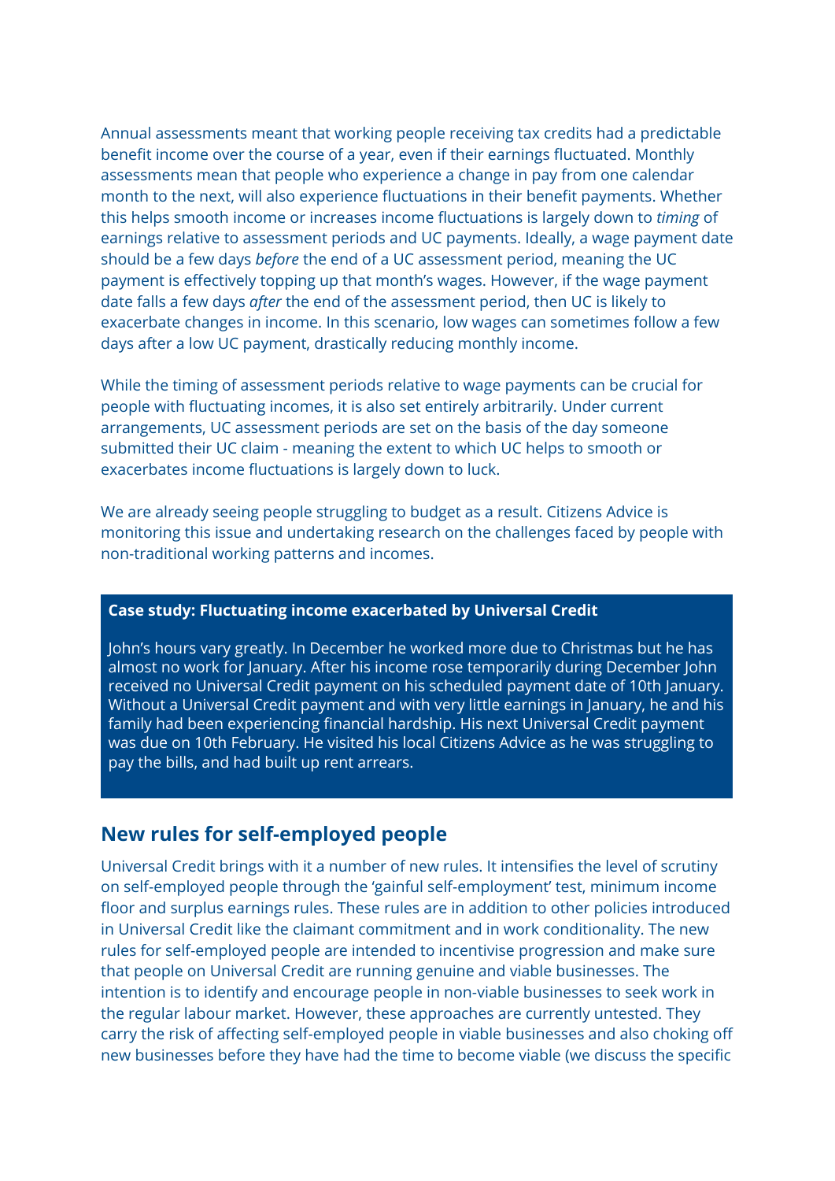Annual assessments meant that working people receiving tax credits had a predictable benefit income over the course of a year, even if their earnings fluctuated. Monthly assessments mean that people who experience a change in pay from one calendar month to the next, will also experience fluctuations in their benefit payments. Whether this helps smooth income or increases income fluctuations is largely down to *timing* of earnings relative to assessment periods and UC payments. Ideally, a wage payment date should be a few days *before* the end of a UC assessment period, meaning the UC payment is effectively topping up that month's wages. However, if the wage payment date falls a few days *after* the end of the assessment period, then UC is likely to exacerbate changes in income. In this scenario, low wages can sometimes follow a few days after a low UC payment, drastically reducing monthly income.

While the timing of assessment periods relative to wage payments can be crucial for people with fluctuating incomes, it is also set entirely arbitrarily. Under current arrangements, UC assessment periods are set on the basis of the day someone submitted their UC claim - meaning the extent to which UC helps to smooth or exacerbates income fluctuations is largely down to luck.

We are already seeing people struggling to budget as a result. Citizens Advice is monitoring this issue and undertaking research on the challenges faced by people with non-traditional working patterns and incomes.

**Case study: Fluctuating income exacerbated by Universal Credit**

John's hours vary greatly. In December he worked more due to Christmas but he has almost no work for January. After his income rose temporarily during December John received no Universal Credit payment on his scheduled payment date of 10th January. Without a Universal Credit payment and with very little earnings in January, he and his family had been experiencing financial hardship. His next Universal Credit payment was due on 10th February. He visited his local Citizens Advice as he was struggling to pay the bills, and had built up rent arrears.

## New rules for self-employed people

Universal Credit brings with it a number of new rules. It intensifies the level of scrutiny on self-employed people through the 'gainful self-employment' test, minimum income floor and surplus earnings rules. These rules are in addition to other policies introduced in Universal Credit like the claimant commitment and in work conditionality. The new rules for self-employed people are intended to incentivise progression and make sure that people on Universal Credit are running genuine and viable businesses. The intention is to identify and encourage people in non-viable businesses to seek work in the regular labour market. However, these approaches are currently untested. They carry the risk of affecting self-employed people in viable businesses and also choking off new businesses before they have had the time to become viable (we discuss the specific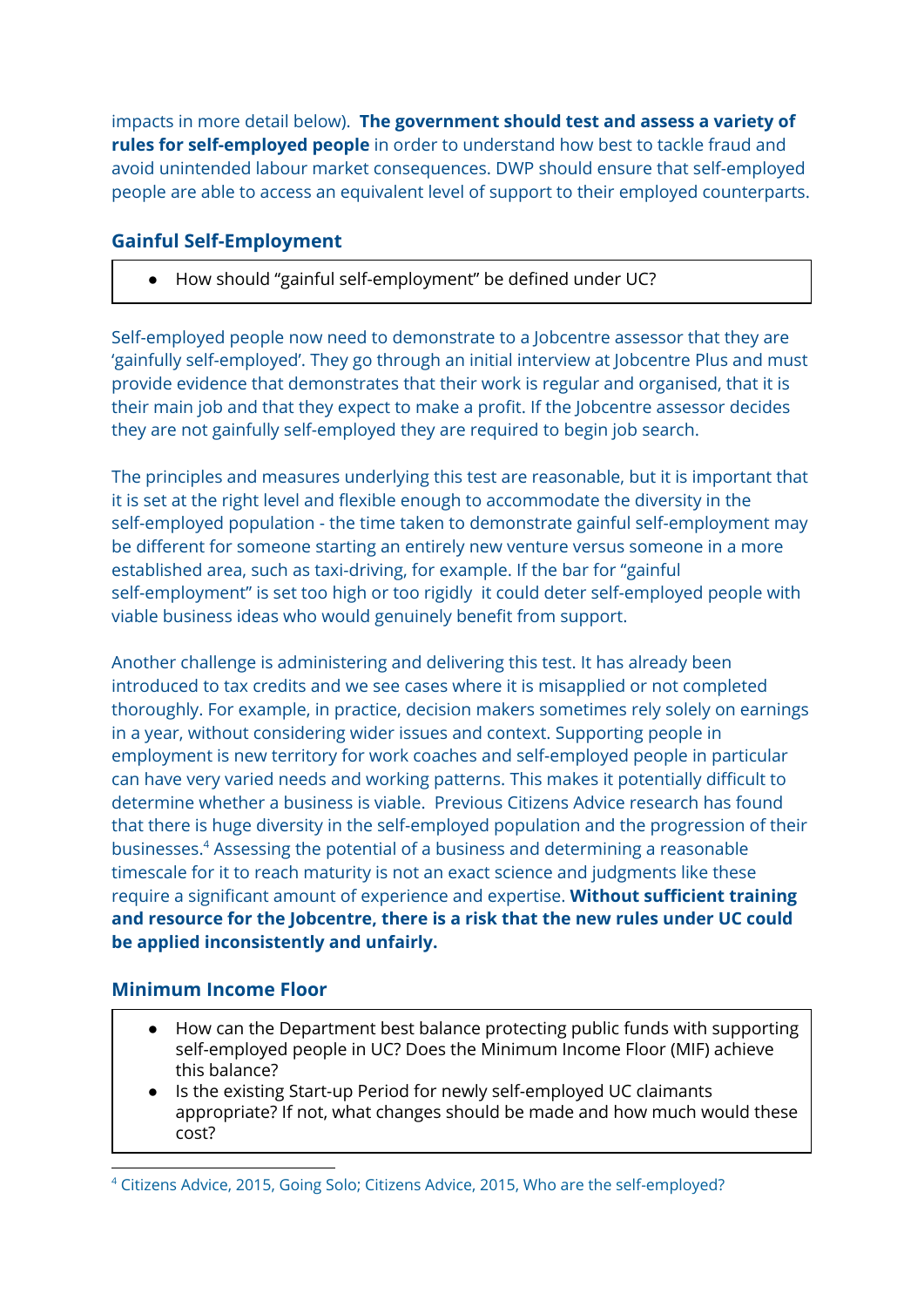impacts in more detail below). **The government should test and assess a variety of rules for self-employed people** in order to understand how best to tackle fraud and avoid unintended labour market consequences. DWP should ensure that self-employed people are able to access an equivalent level of support to their employed counterparts.

## Gainful Self-Employment

- How should "gainful self-employment" be defined under UC?

Self-employed people now need to demonstrate to a Jobcentre assessor that they are 'gainfully self-employed'. They go through an initial interview at Jobcentre Plus and must provide evidence that demonstrates that their work is regular and organised, that it is their main job and that they expect to make a profit. If the Jobcentre assessor decides they are not gainfully self-employed they are required to begin job search.

The principles and measures underlying this test are reasonable, but it is important that it is set at the right level and flexible enough to accommodate the diversity in the self-employed population - the time taken to demonstrate gainful self-employment may be different for someone starting an entirely new venture versus someone in a more established area, such as taxi-driving, for example. If the bar for "gainful self-employment" is set too high or too rigidly it could deter self-employed people with viable business ideas who would genuinely benefit from support.

Another challenge is administering and delivering this test. It has already been introduced to tax credits and we see cases where it is misapplied or not completed thoroughly. For example, in practice, decision makers sometimes rely solely on earnings in a year, without considering wider issues and context. Supporting people in employment is new territory for work coaches and self-employed people in particular can have very varied needs and working patterns. This makes it potentially difficult to determine whether a business is viable. Previous Citizens Advice research has found that there is huge diversity in the self-employed population and the progression of their businesses.[4] Assessing the potential of a business and determining a reasonable timescale for it to reach maturity is not an exact science and judgments like these require a significant amount of experience and expertise. **Without sufficient training and resource for the Jobcentre, there is a risk that the new rules under UC could be applied inconsistently and unfairly.**

## Minimum Income Floor

- How can the Department best balance protecting public funds with supporting self-employed people in UC? Does the Minimum Income Floor (MIF) achieve this balance?
- Is the existing Start-up Period for newly self-employed UC claimants appropriate? If not, what changes should be made and how much would these cost?

[4] Citizens Advice, 2015, Going Solo; Citizens Advice, 2015, Who are the self-employed?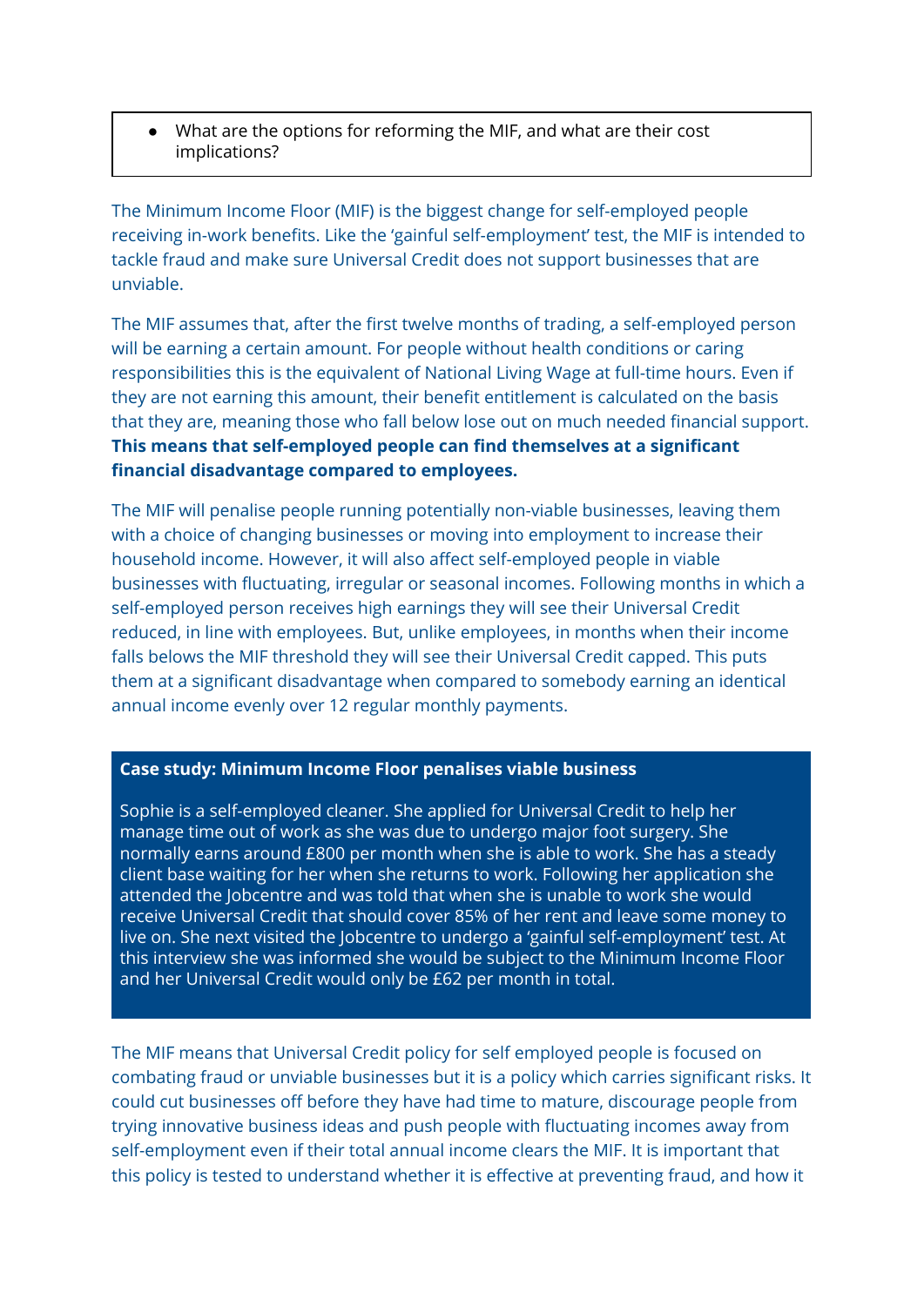- What are the options for reforming the MIF, and what are their cost implications?

The Minimum Income Floor (MIF) is the biggest change for self-employed people receiving in-work benefits. Like the 'gainful self-employment' test, the MIF is intended to tackle fraud and make sure Universal Credit does not support businesses that are unviable.

The MIF assumes that, after the first twelve months of trading, a self-employed person will be earning a certain amount. For people without health conditions or caring responsibilities this is the equivalent of National Living Wage at full-time hours. Even if they are not earning this amount, their benefit entitlement is calculated on the basis that they are, meaning those who fall below lose out on much needed financial support. **This means that self-employed people can find themselves at a significant financial disadvantage compared to employees.**

The MIF will penalise people running potentially non-viable businesses, leaving them with a choice of changing businesses or moving into employment to increase their household income. However, it will also affect self-employed people in viable businesses with fluctuating, irregular or seasonal incomes. Following months in which a self-employed person receives high earnings they will see their Universal Credit reduced, in line with employees. But, unlike employees, in months when their income falls belows the MIF threshold they will see their Universal Credit capped. This puts them at a significant disadvantage when compared to somebody earning an identical annual income evenly over 12 regular monthly payments.

**Case study: Minimum Income Floor penalises viable business**

Sophie is a self-employed cleaner. She applied for Universal Credit to help her manage time out of work as she was due to undergo major foot surgery. She normally earns around £800 per month when she is able to work. She has a steady client base waiting for her when she returns to work. Following her application she attended the Jobcentre and was told that when she is unable to work she would receive Universal Credit that should cover 85% of her rent and leave some money to live on. She next visited the Jobcentre to undergo a 'gainful self-employment' test. At this interview she was informed she would be subject to the Minimum Income Floor and her Universal Credit would only be £62 per month in total.

The MIF means that Universal Credit policy for self employed people is focused on combating fraud or unviable businesses but it is a policy which carries significant risks. It could cut businesses off before they have had time to mature, discourage people from trying innovative business ideas and push people with fluctuating incomes away from self-employment even if their total annual income clears the MIF. It is important that this policy is tested to understand whether it is effective at preventing fraud, and how it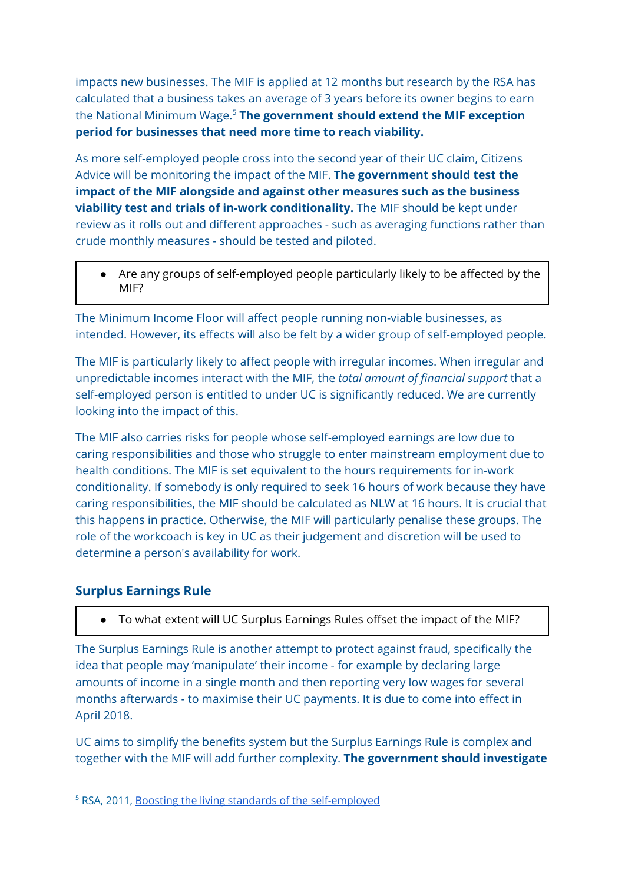impacts new businesses. The MIF is applied at 12 months but research by the RSA has calculated that a business takes an average of 3 years before its owner begins to earn the National Minimum Wage.[5] **The government should extend the MIF exception period for businesses that need more time to reach viability.**

As more self-employed people cross into the second year of their UC claim, Citizens Advice will be monitoring the impact of the MIF. **The government should test the impact of the MIF alongside and against other measures such as the business viability test and trials of in-work conditionality.** The MIF should be kept under review as it rolls out and different approaches - such as averaging functions rather than crude monthly measures - should be tested and piloted.

- Are any groups of self-employed people particularly likely to be affected by the MIF?

The Minimum Income Floor will affect people running non-viable businesses, as intended. However, its effects will also be felt by a wider group of self-employed people.

The MIF is particularly likely to affect people with irregular incomes. When irregular and unpredictable incomes interact with the MIF, the *total amount of financial support* that a self-employed person is entitled to under UC is significantly reduced. We are currently looking into the impact of this.

The MIF also carries risks for people whose self-employed earnings are low due to caring responsibilities and those who struggle to enter mainstream employment due to health conditions. The MIF is set equivalent to the hours requirements for in-work conditionality. If somebody is only required to seek 16 hours of work because they have caring responsibilities, the MIF should be calculated as NLW at 16 hours. It is crucial that this happens in practice. Otherwise, the MIF will particularly penalise these groups. The role of the workcoach is key in UC as their judgement and discretion will be used to determine a person's availability for work.

## Surplus Earnings Rule

- To what extent will UC Surplus Earnings Rules offset the impact of the MIF?

The Surplus Earnings Rule is another attempt to protect against fraud, specifically the idea that people may 'manipulate' their income - for example by declaring large amounts of income in a single month and then reporting very low wages for several months afterwards - to maximise their UC payments. It is due to come into effect in April 2018.

UC aims to simplify the benefits system but the Surplus Earnings Rule is complex and together with the MIF will add further complexity. **The government should investigate**

[5] RSA, 2011, Boosting the living standards of the self-employed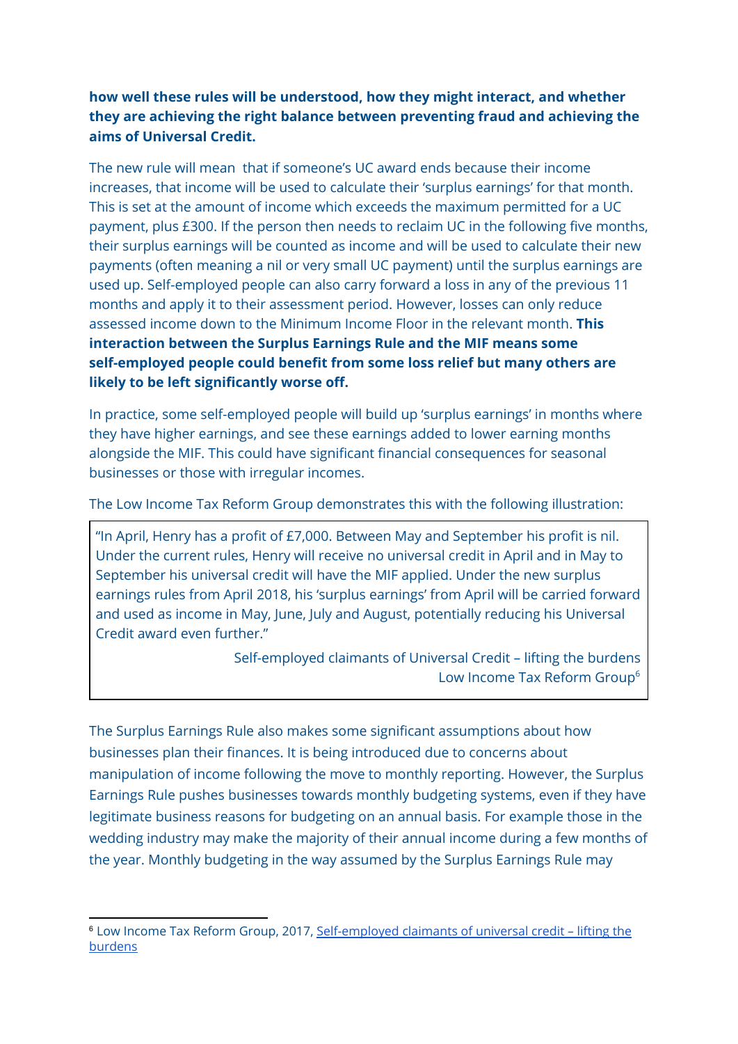**how well these rules will be understood, how they might interact, and whether they are achieving the right balance between preventing fraud and achieving the aims of Universal Credit.**

The new rule will mean  that if someone's UC award ends because their income increases, that income will be used to calculate their 'surplus earnings' for that month. This is set at the amount of income which exceeds the maximum permitted for a UC payment, plus £300. If the person then needs to reclaim UC in the following five months, their surplus earnings will be counted as income and will be used to calculate their new payments (often meaning a nil or very small UC payment) until the surplus earnings are used up. Self-employed people can also carry forward a loss in any of the previous 11 months and apply it to their assessment period. However, losses can only reduce assessed income down to the Minimum Income Floor in the relevant month. **This interaction between the Surplus Earnings Rule and the MIF means some self-employed people could benefit from some loss relief but many others are likely to be left significantly worse off.**

In practice, some self-employed people will build up 'surplus earnings' in months where they have higher earnings, and see these earnings added to lower earning months alongside the MIF. This could have significant financial consequences for seasonal businesses or those with irregular incomes.

The Low Income Tax Reform Group demonstrates this with the following illustration:

> "In April, Henry has a profit of £7,000. Between May and September his profit is nil. Under the current rules, Henry will receive no universal credit in April and in May to September his universal credit will have the MIF applied. Under the new surplus earnings rules from April 2018, his 'surplus earnings' from April will be carried forward and used as income in May, June, July and August, potentially reducing his Universal Credit award even further."
>
> Self-employed claimants of Universal Credit – lifting the burdens
> Low Income Tax Reform Group[6]

The Surplus Earnings Rule also makes some significant assumptions about how businesses plan their finances. It is being introduced due to concerns about manipulation of income following the move to monthly reporting. However, the Surplus Earnings Rule pushes businesses towards monthly budgeting systems, even if they have legitimate business reasons for budgeting on an annual basis. For example those in the wedding industry may make the majority of their annual income during a few months of the year. Monthly budgeting in the way assumed by the Surplus Earnings Rule may

---

[6] Low Income Tax Reform Group, 2017, Self-employed claimants of universal credit – lifting the burdens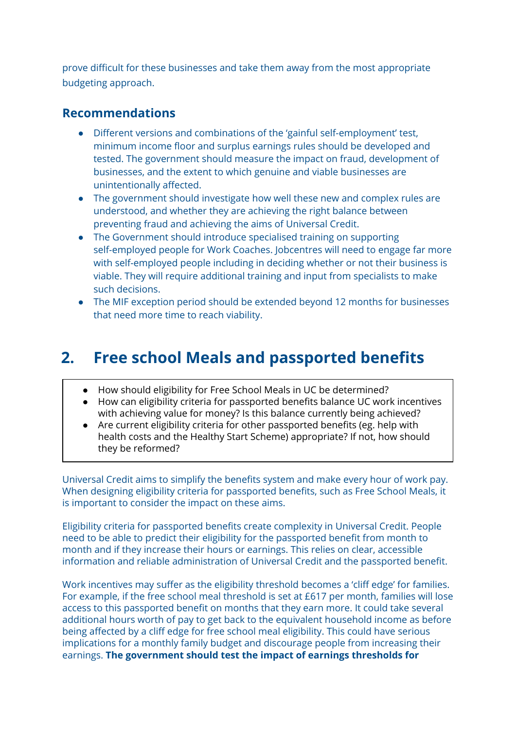prove difficult for these businesses and take them away from the most appropriate budgeting approach.

### Recommendations

- Different versions and combinations of the 'gainful self-employment' test, minimum income floor and surplus earnings rules should be developed and tested. The government should measure the impact on fraud, development of businesses, and the extent to which genuine and viable businesses are unintentionally affected.
- The government should investigate how well these new and complex rules are understood, and whether they are achieving the right balance between preventing fraud and achieving the aims of Universal Credit.
- The Government should introduce specialised training on supporting self-employed people for Work Coaches. Jobcentres will need to engage far more with self-employed people including in deciding whether or not their business is viable. They will require additional training and input from specialists to make such decisions.
- The MIF exception period should be extended beyond 12 months for businesses that need more time to reach viability.

## 2. Free school Meals and passported benefits

- How should eligibility for Free School Meals in UC be determined?
- How can eligibility criteria for passported benefits balance UC work incentives with achieving value for money? Is this balance currently being achieved?
- Are current eligibility criteria for other passported benefits (eg. help with health costs and the Healthy Start Scheme) appropriate? If not, how should they be reformed?

Universal Credit aims to simplify the benefits system and make every hour of work pay. When designing eligibility criteria for passported benefits, such as Free School Meals, it is important to consider the impact on these aims.

Eligibility criteria for passported benefits create complexity in Universal Credit. People need to be able to predict their eligibility for the passported benefit from month to month and if they increase their hours or earnings. This relies on clear, accessible information and reliable administration of Universal Credit and the passported benefit.

Work incentives may suffer as the eligibility threshold becomes a 'cliff edge' for families. For example, if the free school meal threshold is set at £617 per month, families will lose access to this passported benefit on months that they earn more. It could take several additional hours worth of pay to get back to the equivalent household income as before being affected by a cliff edge for free school meal eligibility. This could have serious implications for a monthly family budget and discourage people from increasing their earnings. **The government should test the impact of earnings thresholds for**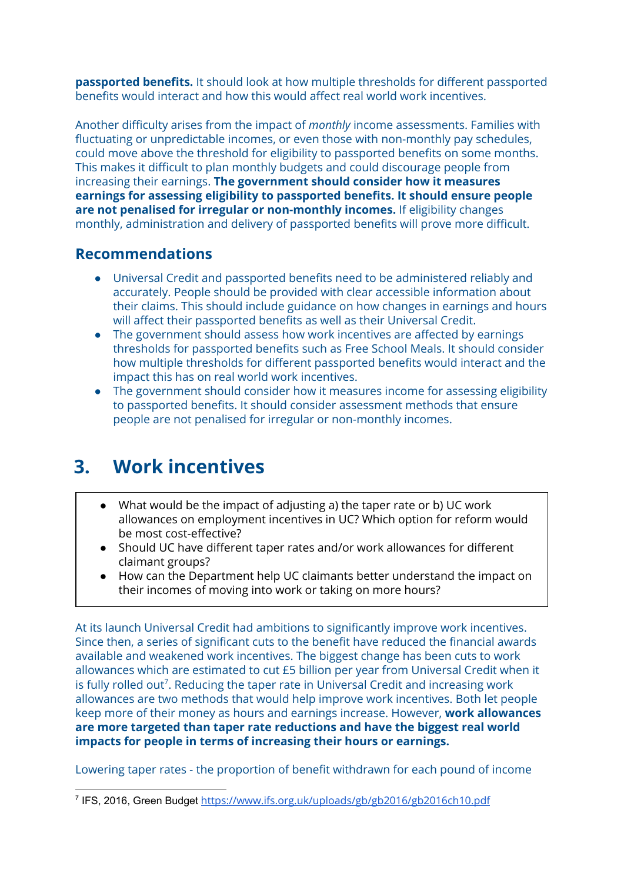**passported benefits.** It should look at how multiple thresholds for different passported benefits would interact and how this would affect real world work incentives.

Another difficulty arises from the impact of *monthly* income assessments. Families with fluctuating or unpredictable incomes, or even those with non-monthly pay schedules, could move above the threshold for eligibility to passported benefits on some months. This makes it difficult to plan monthly budgets and could discourage people from increasing their earnings. **The government should consider how it measures earnings for assessing eligibility to passported benefits. It should ensure people are not penalised for irregular or non-monthly incomes.** If eligibility changes monthly, administration and delivery of passported benefits will prove more difficult.

## Recommendations

- Universal Credit and passported benefits need to be administered reliably and accurately. People should be provided with clear accessible information about their claims. This should include guidance on how changes in earnings and hours will affect their passported benefits as well as their Universal Credit.
- The government should assess how work incentives are affected by earnings thresholds for passported benefits such as Free School Meals. It should consider how multiple thresholds for different passported benefits would interact and the impact this has on real world work incentives.
- The government should consider how it measures income for assessing eligibility to passported benefits. It should consider assessment methods that ensure people are not penalised for irregular or non-monthly incomes.

# 3. Work incentives

- What would be the impact of adjusting a) the taper rate or b) UC work allowances on employment incentives in UC? Which option for reform would be most cost-effective?
- Should UC have different taper rates and/or work allowances for different claimant groups?
- How can the Department help UC claimants better understand the impact on their incomes of moving into work or taking on more hours?

At its launch Universal Credit had ambitions to significantly improve work incentives. Since then, a series of significant cuts to the benefit have reduced the financial awards available and weakened work incentives. The biggest change has been cuts to work allowances which are estimated to cut £5 billion per year from Universal Credit when it is fully rolled out[7]. Reducing the taper rate in Universal Credit and increasing work allowances are two methods that would help improve work incentives. Both let people keep more of their money as hours and earnings increase. However, **work allowances are more targeted than taper rate reductions and have the biggest real world impacts for people in terms of increasing their hours or earnings.**

Lowering taper rates - the proportion of benefit withdrawn for each pound of income

---

[7] IFS, 2016, Green Budget https://www.ifs.org.uk/uploads/gb/gb2016/gb2016ch10.pdf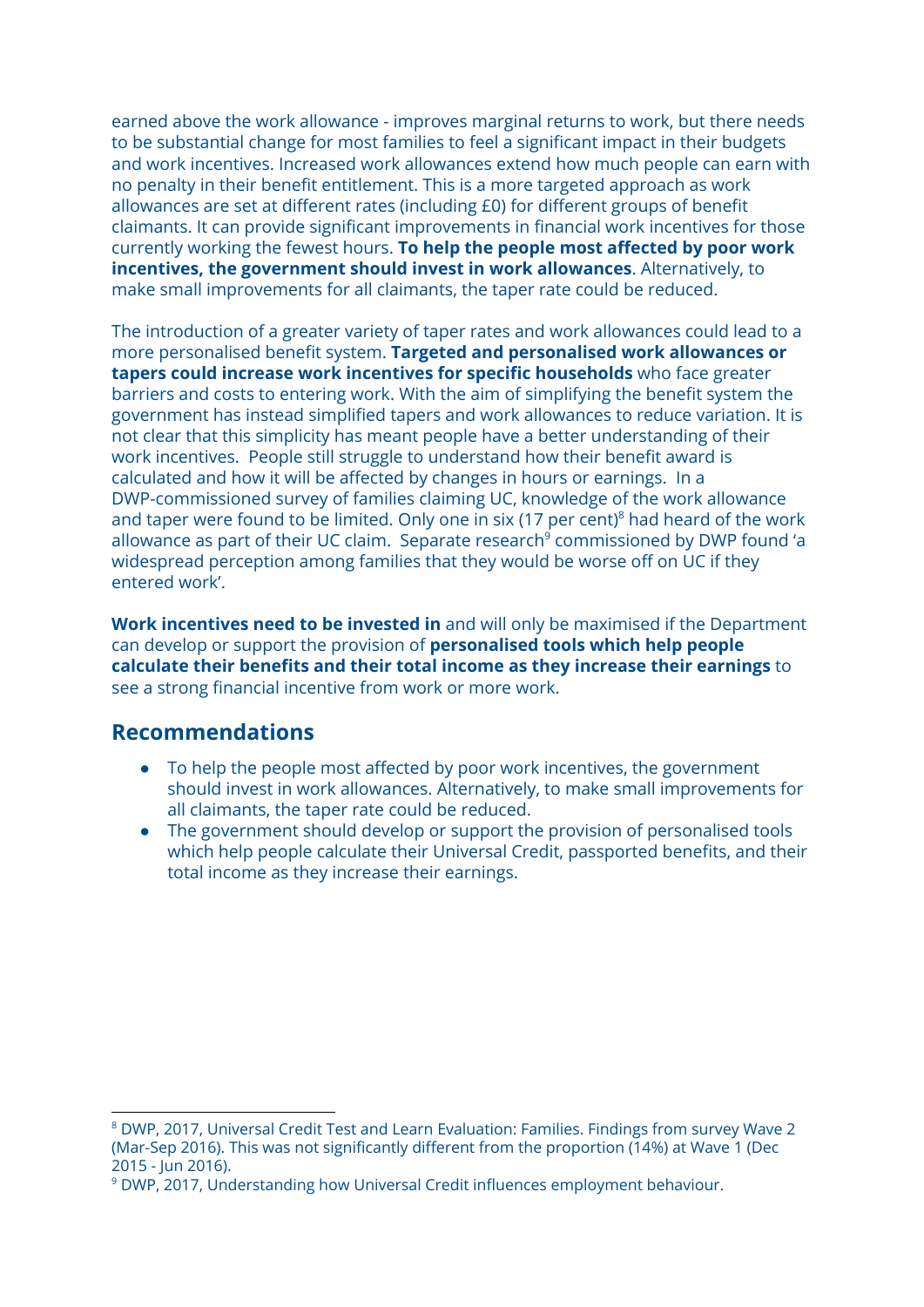earned above the work allowance - improves marginal returns to work, but there needs to be substantial change for most families to feel a significant impact in their budgets and work incentives. Increased work allowances extend how much people can earn with no penalty in their benefit entitlement. This is a more targeted approach as work allowances are set at different rates (including £0) for different groups of benefit claimants. It can provide significant improvements in financial work incentives for those currently working the fewest hours. **To help the people most affected by poor work incentives, the government should invest in work allowances**. Alternatively, to make small improvements for all claimants, the taper rate could be reduced.

The introduction of a greater variety of taper rates and work allowances could lead to a more personalised benefit system. **Targeted and personalised work allowances or tapers could increase work incentives for specific households** who face greater barriers and costs to entering work. With the aim of simplifying the benefit system the government has instead simplified tapers and work allowances to reduce variation. It is not clear that this simplicity has meant people have a better understanding of their work incentives. People still struggle to understand how their benefit award is calculated and how it will be affected by changes in hours or earnings. In a DWP-commissioned survey of families claiming UC, knowledge of the work allowance and taper were found to be limited. Only one in six (17 per cent)[8] had heard of the work allowance as part of their UC claim. Separate research[9] commissioned by DWP found 'a widespread perception among families that they would be worse off on UC if they entered work'.

**Work incentives need to be invested in** and will only be maximised if the Department can develop or support the provision of **personalised tools which help people calculate their benefits and their total income as they increase their earnings** to see a strong financial incentive from work or more work.

## Recommendations

- To help the people most affected by poor work incentives, the government should invest in work allowances. Alternatively, to make small improvements for all claimants, the taper rate could be reduced.
- The government should develop or support the provision of personalised tools which help people calculate their Universal Credit, passported benefits, and their total income as they increase their earnings.

---

[8] DWP, 2017, Universal Credit Test and Learn Evaluation: Families. Findings from survey Wave 2 (Mar-Sep 2016). This was not significantly different from the proportion (14%) at Wave 1 (Dec 2015 - Jun 2016).

[9] DWP, 2017, Understanding how Universal Credit influences employment behaviour.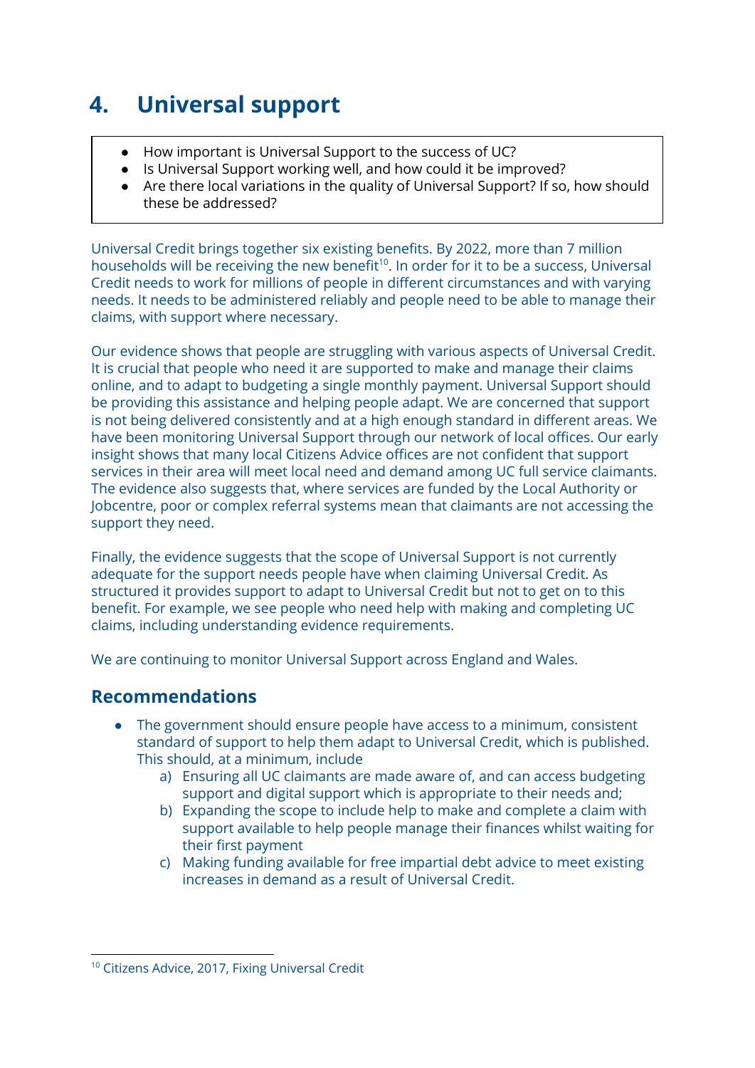# 4. Universal support

- How important is Universal Support to the success of UC?
- Is Universal Support working well, and how could it be improved?
- Are there local variations in the quality of Universal Support? If so, how should these be addressed?

Universal Credit brings together six existing benefits. By 2022, more than 7 million households will be receiving the new benefit[10]. In order for it to be a success, Universal Credit needs to work for millions of people in different circumstances and with varying needs. It needs to be administered reliably and people need to be able to manage their claims, with support where necessary.

Our evidence shows that people are struggling with various aspects of Universal Credit. It is crucial that people who need it are supported to make and manage their claims online, and to adapt to budgeting a single monthly payment. Universal Support should be providing this assistance and helping people adapt. We are concerned that support is not being delivered consistently and at a high enough standard in different areas. We have been monitoring Universal Support through our network of local offices. Our early insight shows that many local Citizens Advice offices are not confident that support services in their area will meet local need and demand among UC full service claimants. The evidence also suggests that, where services are funded by the Local Authority or Jobcentre, poor or complex referral systems mean that claimants are not accessing the support they need.

Finally, the evidence suggests that the scope of Universal Support is not currently adequate for the support needs people have when claiming Universal Credit. As structured it provides support to adapt to Universal Credit but not to get on to this benefit. For example, we see people who need help with making and completing UC claims, including understanding evidence requirements.

We are continuing to monitor Universal Support across England and Wales.

## Recommendations

- The government should ensure people have access to a minimum, consistent standard of support to help them adapt to Universal Credit, which is published. This should, at a minimum, include
    a) Ensuring all UC claimants are made aware of, and can access budgeting support and digital support which is appropriate to their needs and;
    b) Expanding the scope to include help to make and complete a claim with support available to help people manage their finances whilst waiting for their first payment
    c) Making funding available for free impartial debt advice to meet existing increases in demand as a result of Universal Credit.

[10] Citizens Advice, 2017, Fixing Universal Credit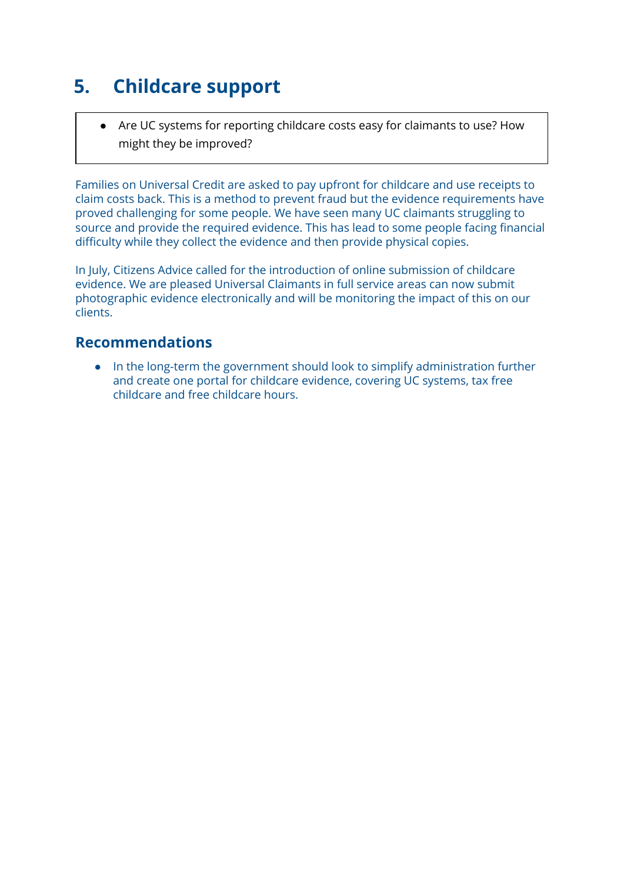## 5. Childcare support

- Are UC systems for reporting childcare costs easy for claimants to use? How might they be improved?

Families on Universal Credit are asked to pay upfront for childcare and use receipts to claim costs back. This is a method to prevent fraud but the evidence requirements have proved challenging for some people. We have seen many UC claimants struggling to source and provide the required evidence. This has lead to some people facing financial difficulty while they collect the evidence and then provide physical copies.

In July, Citizens Advice called for the introduction of online submission of childcare evidence. We are pleased Universal Claimants in full service areas can now submit photographic evidence electronically and will be monitoring the impact of this on our clients.

### Recommendations

- In the long-term the government should look to simplify administration further and create one portal for childcare evidence, covering UC systems, tax free childcare and free childcare hours.